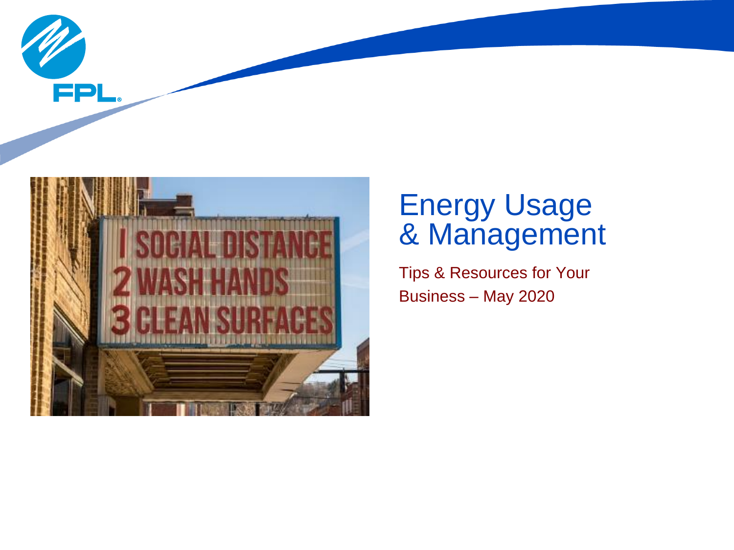# Energy Usage & Management

Tips & Resources for Your Business – May 2020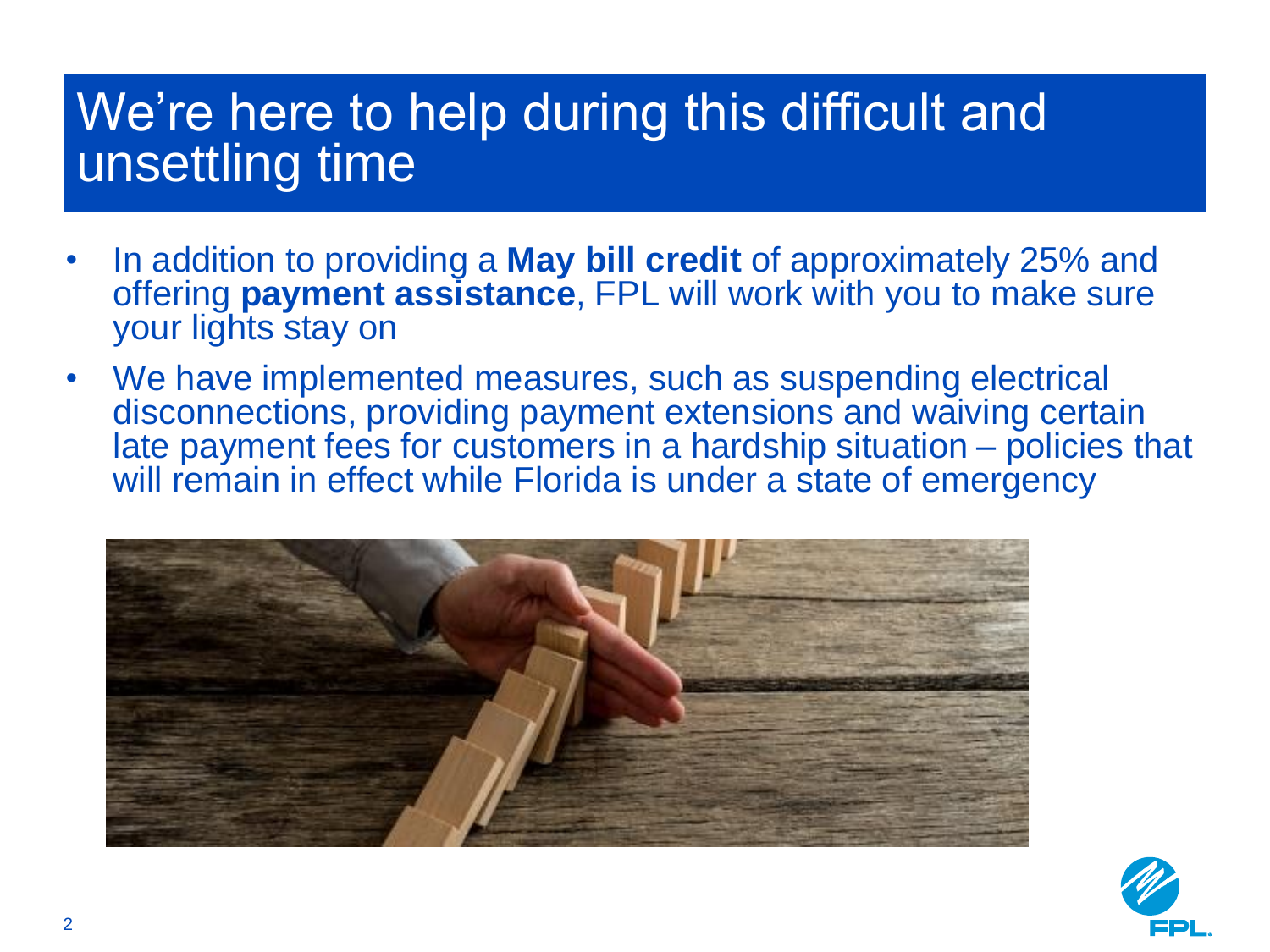# We're here to help during this difficult and unsettling time

- In addition to providing a **May bill credit** of approximately 25% and offering **payment assistance**, FPL will work with you to make sure your lights stay on
- We have implemented measures, such as suspending electrical disconnections, providing payment extensions and waiving certain late payment fees for customers in a hardship situation – policies that will remain in effect while Florida is under a state of emergency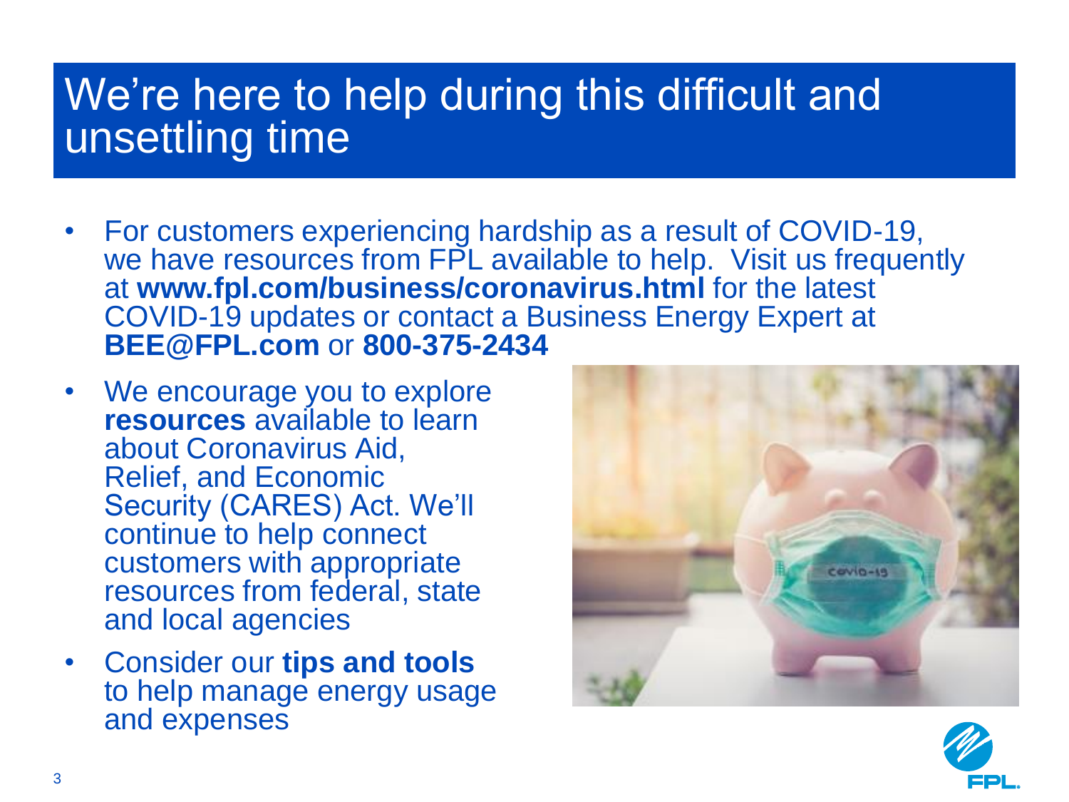# We're here to help during this difficult and unsettling time

- For customers experiencing hardship as a result of COVID-19, we have resources from FPL available to help. Visit us frequently at **www.fpl.com/business/coronavirus.html** for the latest COVID-19 updates or contact a Business Energy Expert at **BEE@FPL.com** or **800-375-2434**
- We encourage you to explore **resources** available to learn about Coronavirus Aid, Relief, and Economic Security (CARES) Act. We'll continue to help connect customers with appropriate resources from federal, state and local agencies
- Consider our **tips and tools** to help manage energy usage and expenses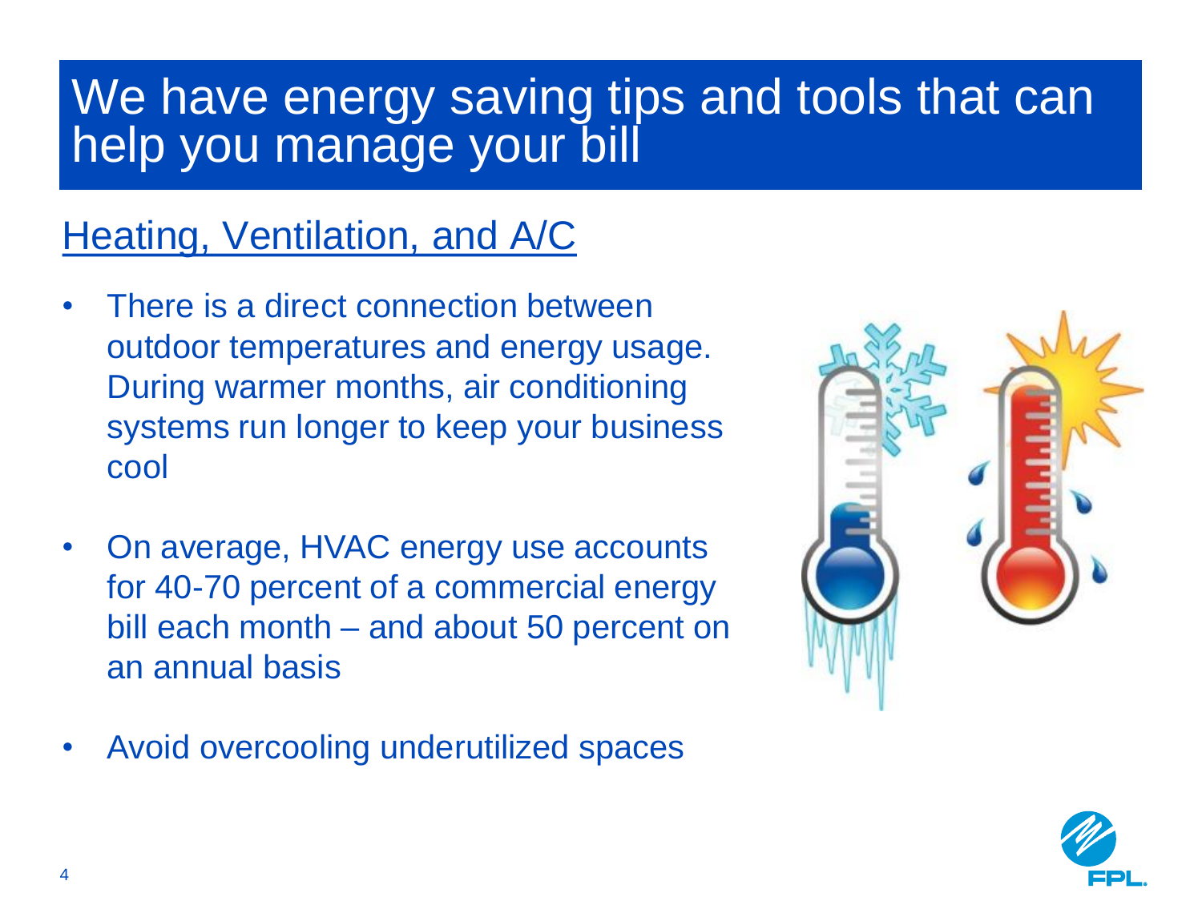# We have energy saving tips and tools that can help you manage your bill

## Heating, Ventilation, and A/C

- There is a direct connection between outdoor temperatures and energy usage. During warmer months, air conditioning systems run longer to keep your business cool
- On average, HVAC energy use accounts for 40-70 percent of a commercial energy bill each month – and about 50 percent on an annual basis
- Avoid overcooling underutilized spaces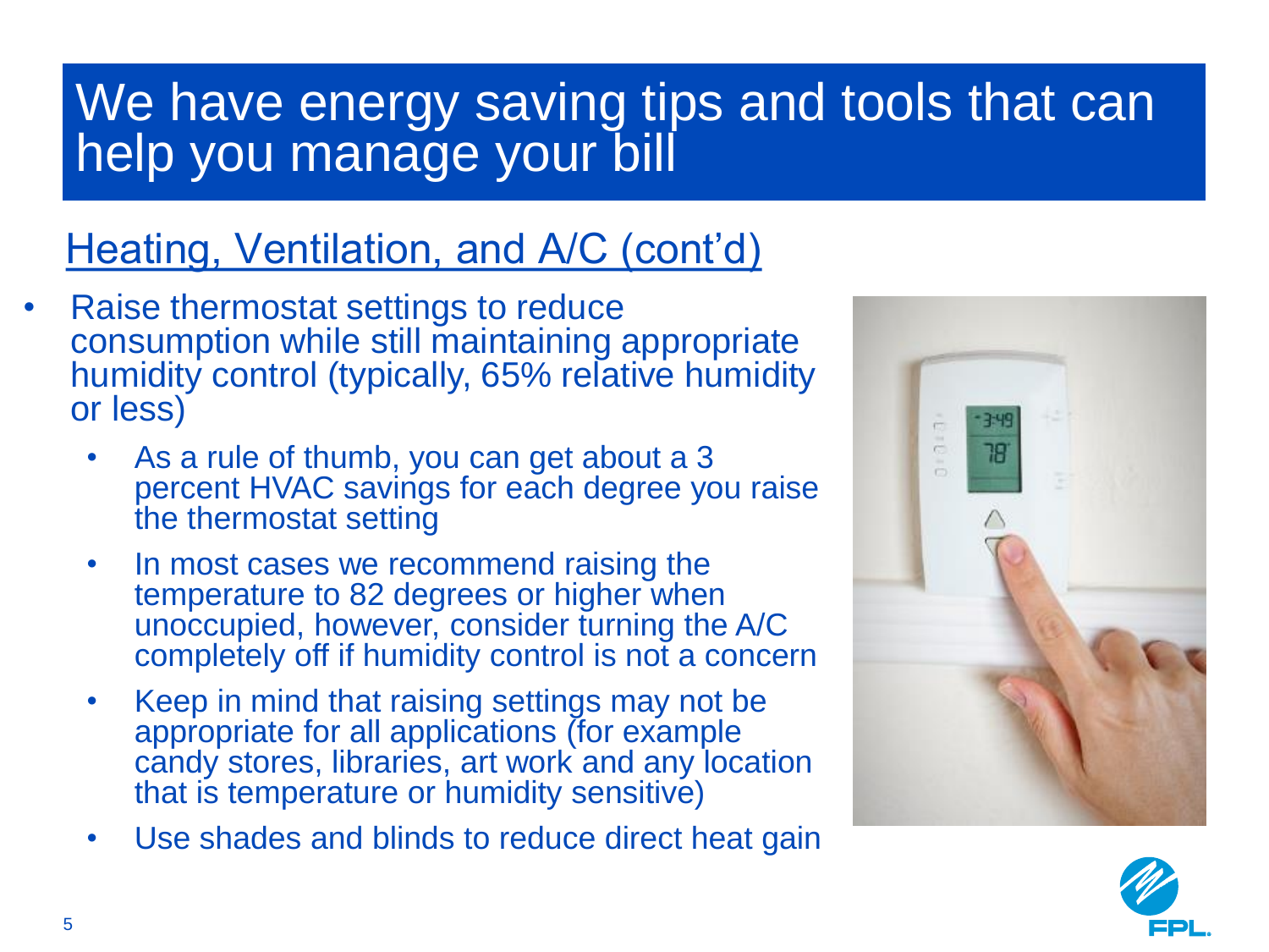# We have energy saving tips and tools that can help you manage your bill

## Heating, Ventilation, and A/C (cont'd)

- Raise thermostat settings to reduce consumption while still maintaining appropriate humidity control (typically, 65% relative humidity or less)
  - As a rule of thumb, you can get about a 3 percent HVAC savings for each degree you raise the thermostat setting
  - In most cases we recommend raising the temperature to 82 degrees or higher when unoccupied, however, consider turning the A/C completely off if humidity control is not a concern
  - Keep in mind that raising settings may not be appropriate for all applications (for example candy stores, libraries, art work and any location that is temperature or humidity sensitive)
  - Use shades and blinds to reduce direct heat gain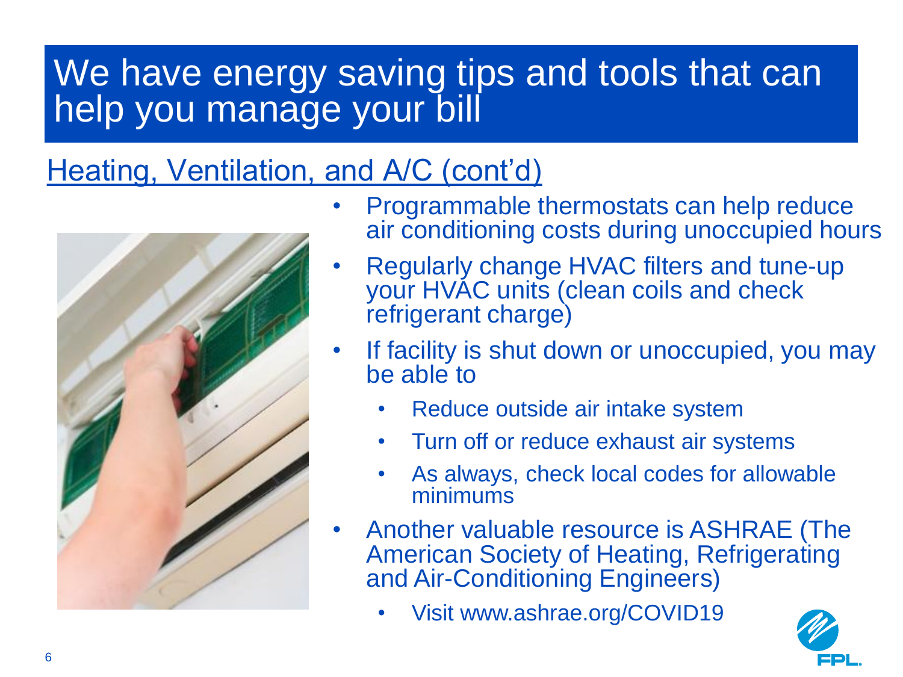# We have energy saving tips and tools that can help you manage your bill

## Heating, Ventilation, and A/C (cont'd)

- Programmable thermostats can help reduce air conditioning costs during unoccupied hours
- Regularly change HVAC filters and tune-up your HVAC units (clean coils and check refrigerant charge)
- If facility is shut down or unoccupied, you may be able to
  - Reduce outside air intake system
  - Turn off or reduce exhaust air systems
  - As always, check local codes for allowable minimums
- Another valuable resource is ASHRAE (The American Society of Heating, Refrigerating and Air-Conditioning Engineers)
  - Visit www.ashrae.org/COVID19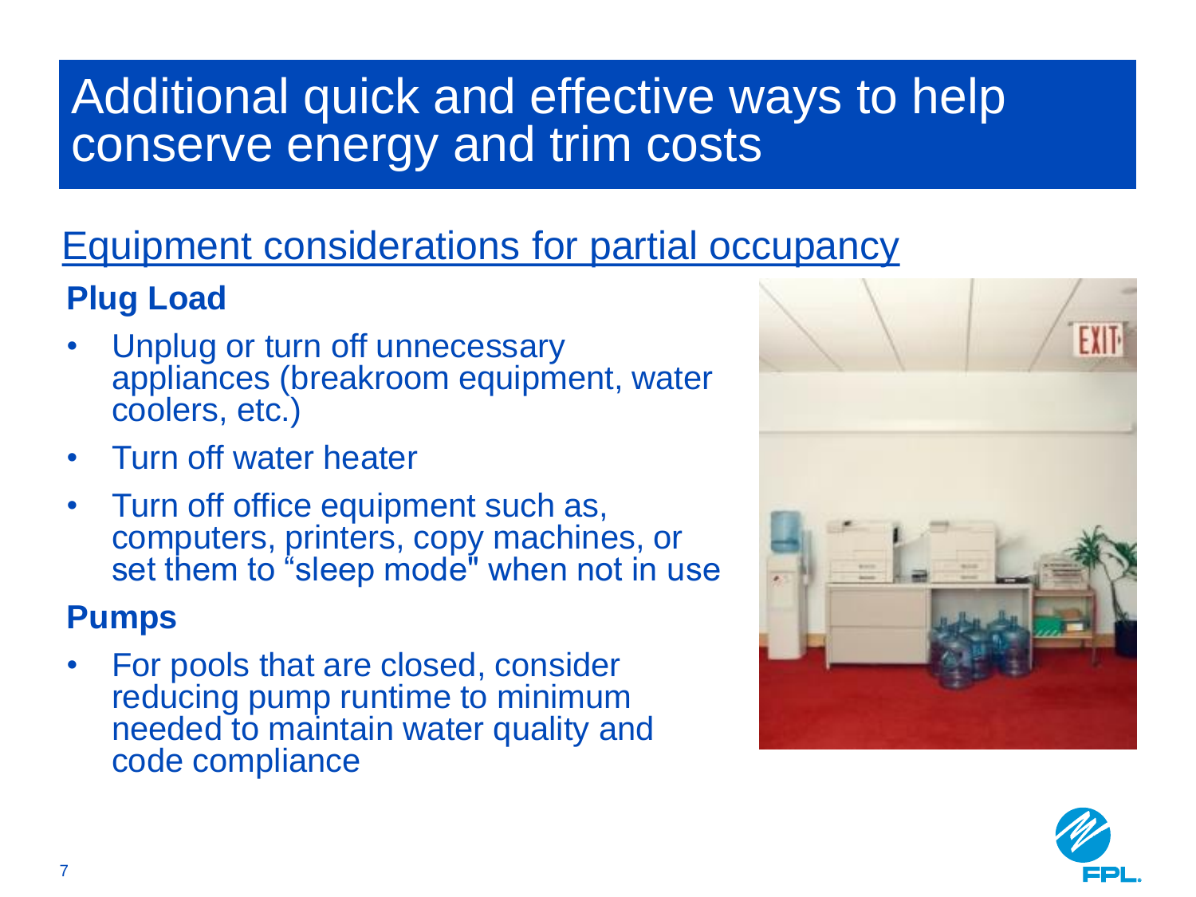# Additional quick and effective ways to help conserve energy and trim costs

## Equipment considerations for partial occupancy

### Plug Load

- Unplug or turn off unnecessary appliances (breakroom equipment, water coolers, etc.)
- Turn off water heater
- Turn off office equipment such as, computers, printers, copy machines, or set them to "sleep mode" when not in use

### Pumps

- For pools that are closed, consider reducing pump runtime to minimum needed to maintain water quality and code compliance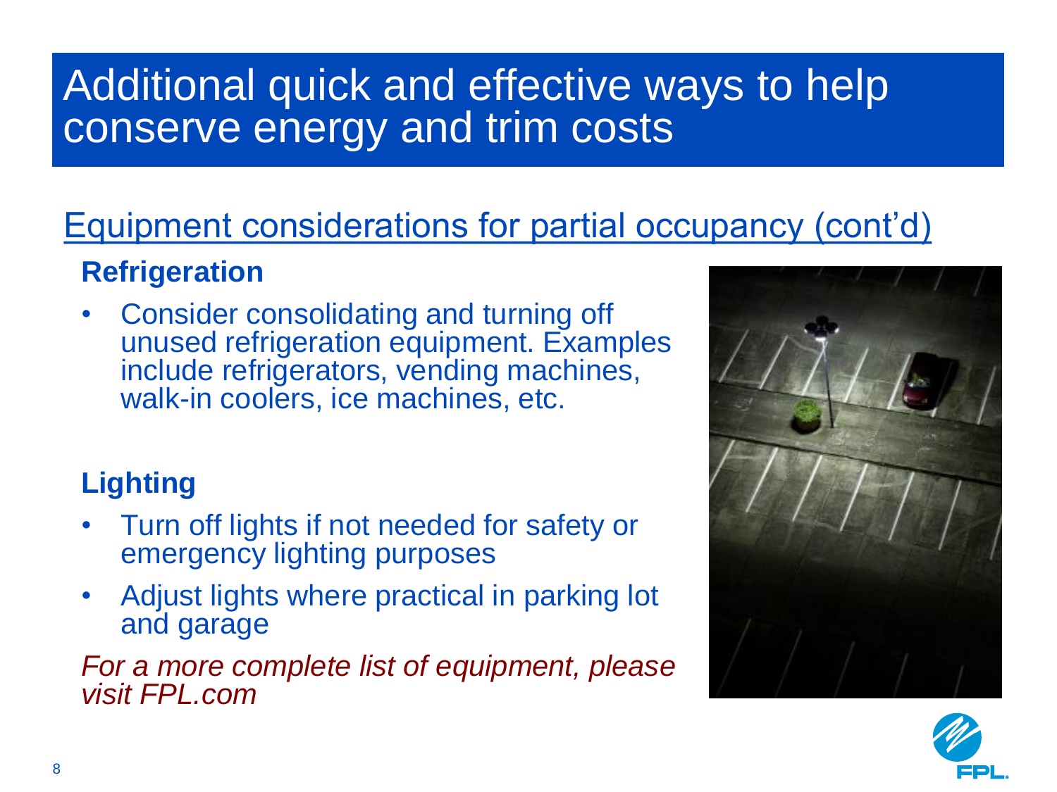# Additional quick and effective ways to help conserve energy and trim costs

## Equipment considerations for partial occupancy (cont'd)

### Refrigeration

- Consider consolidating and turning off unused refrigeration equipment. Examples include refrigerators, vending machines, walk-in coolers, ice machines, etc.

### Lighting

- Turn off lights if not needed for safety or emergency lighting purposes
- Adjust lights where practical in parking lot and garage

*For a more complete list of equipment, please visit FPL.com*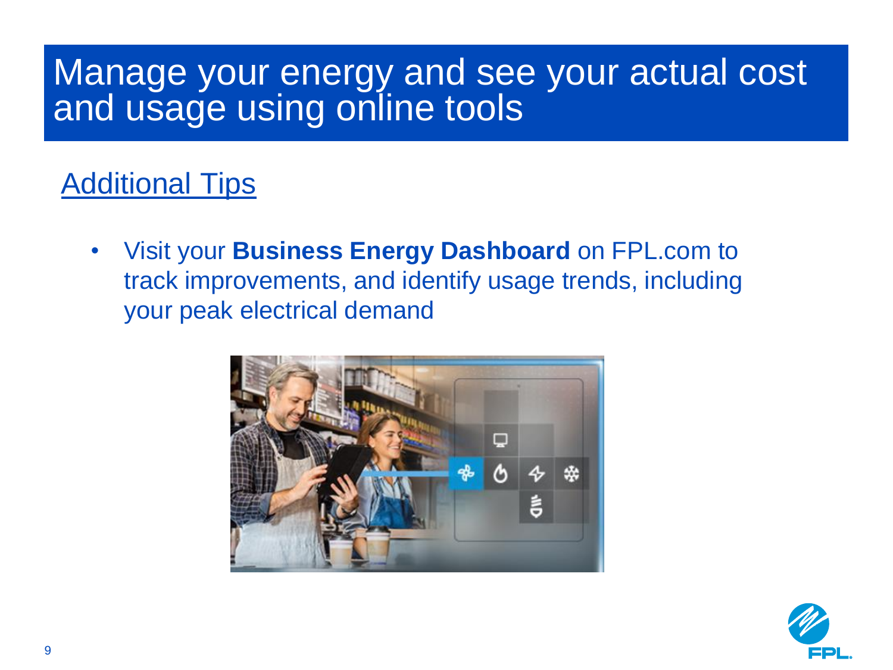# Manage your energy and see your actual cost and usage using online tools

## Additional Tips

- Visit your **Business Energy Dashboard** on FPL.com to track improvements, and identify usage trends, including your peak electrical demand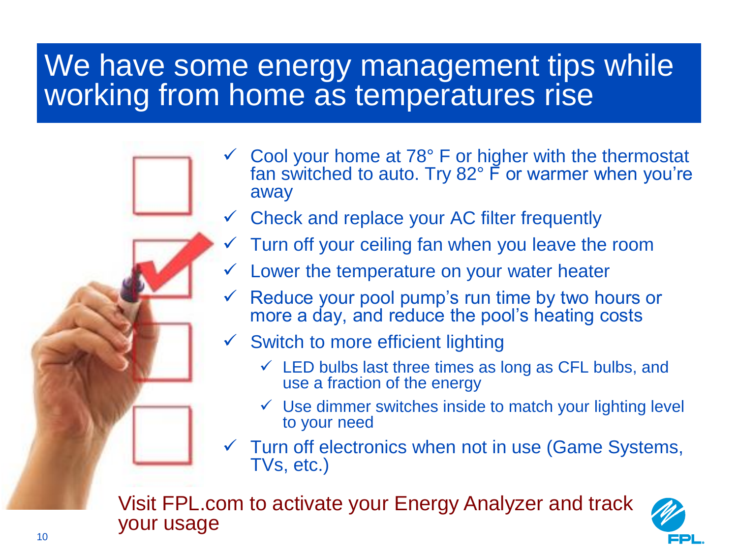# We have some energy management tips while working from home as temperatures rise

- Cool your home at 78° F or higher with the thermostat fan switched to auto. Try 82° F or warmer when you're away
- Check and replace your AC filter frequently
- Turn off your ceiling fan when you leave the room
- Lower the temperature on your water heater
- Reduce your pool pump's run time by two hours or more a day, and reduce the pool's heating costs
- Switch to more efficient lighting
  - LED bulbs last three times as long as CFL bulbs, and use a fraction of the energy
  - Use dimmer switches inside to match your lighting level to your need
- Turn off electronics when not in use (Game Systems, TVs, etc.)

Visit FPL.com to activate your Energy Analyzer and track your usage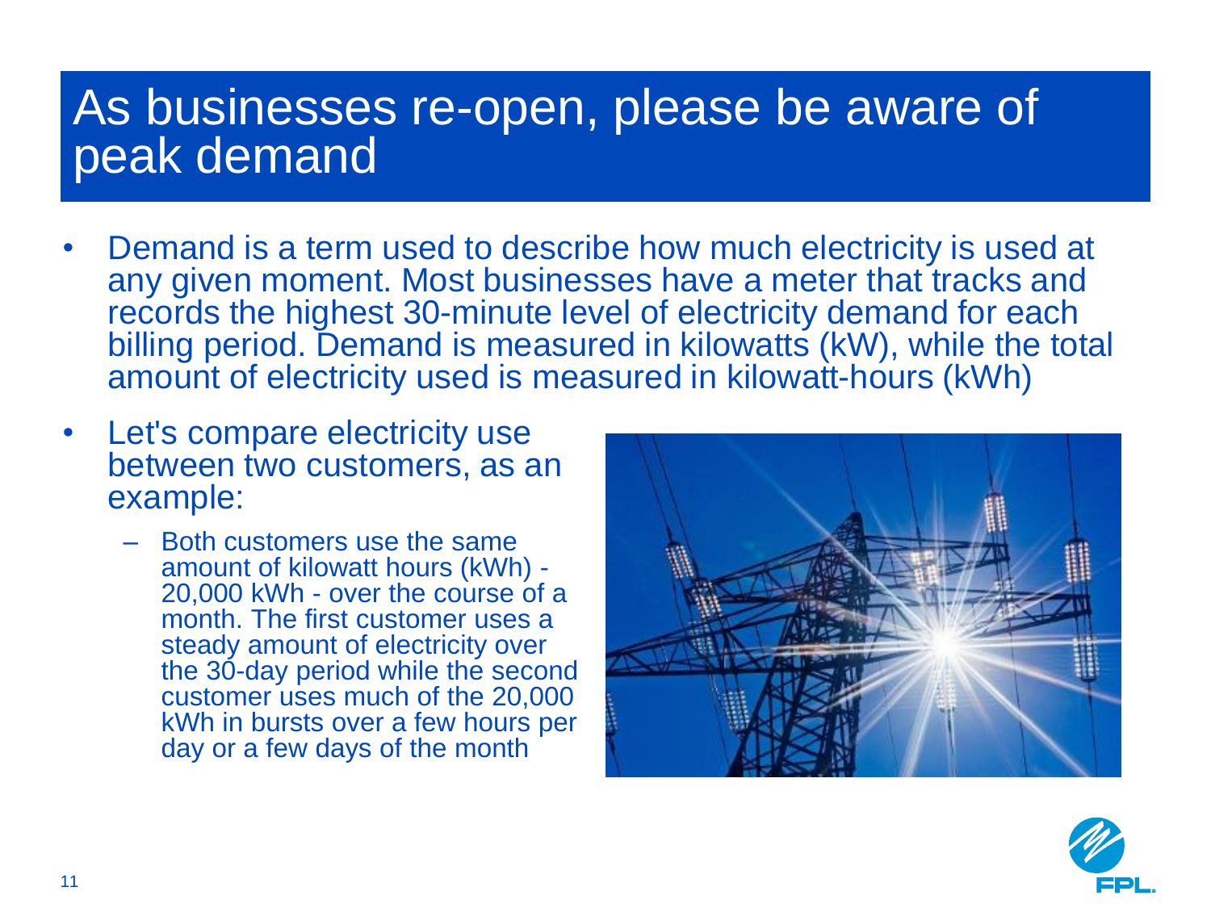# As businesses re-open, please be aware of peak demand

- Demand is a term used to describe how much electricity is used at any given moment. Most businesses have a meter that tracks and records the highest 30-minute level of electricity demand for each billing period. Demand is measured in kilowatts (kW), while the total amount of electricity used is measured in kilowatt-hours (kWh)
- Let's compare electricity use between two customers, as an example:
  - Both customers use the same amount of kilowatt hours (kWh) - 20,000 kWh - over the course of a month. The first customer uses a steady amount of electricity over the 30-day period while the second customer uses much of the 20,000 kWh in bursts over a few hours per day or a few days of the month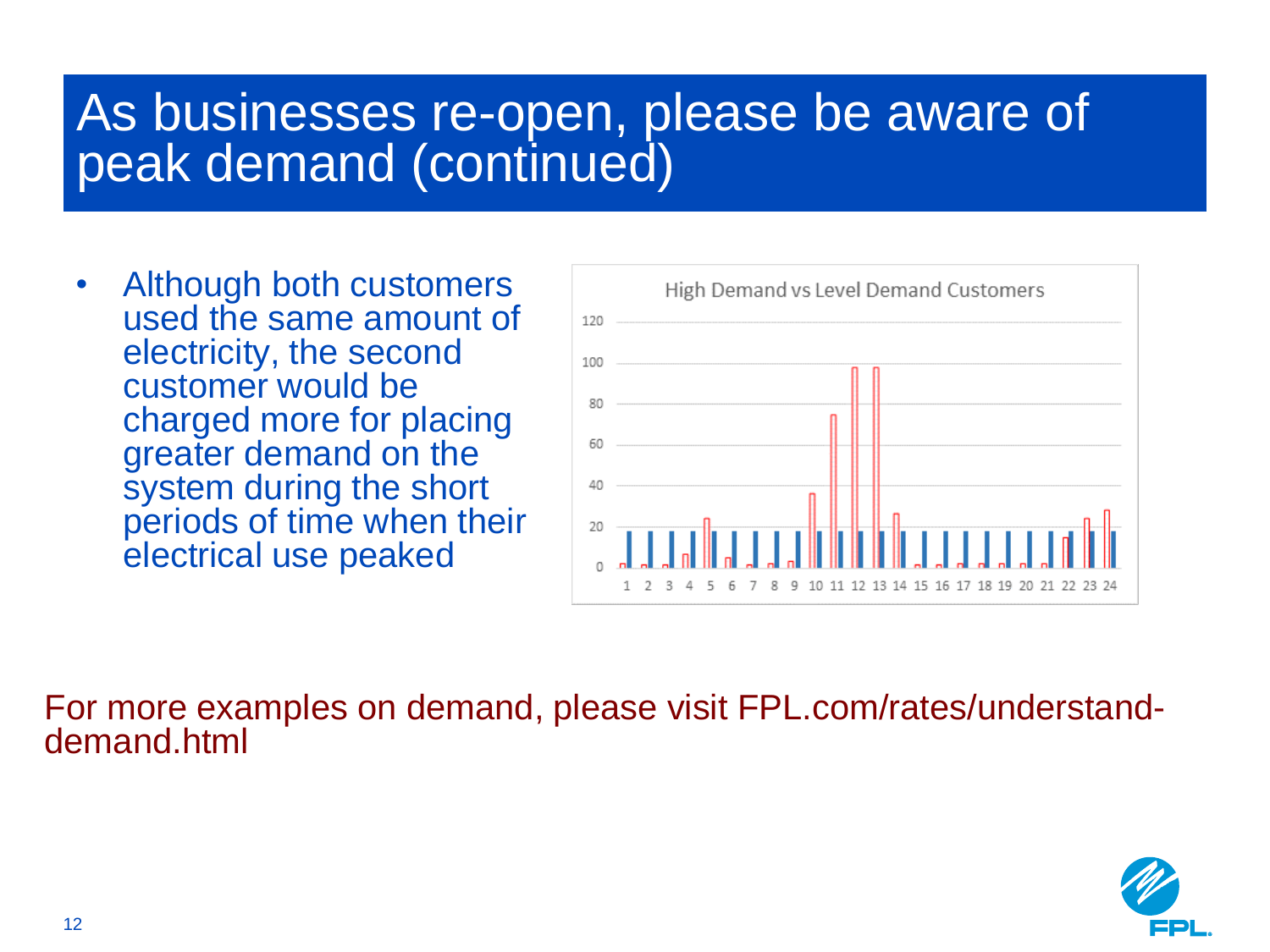# As businesses re-open, please be aware of peak demand (continued)

- Although both customers used the same amount of electricity, the second customer would be charged more for placing greater demand on the system during the short periods of time when their electrical use peaked

For more examples on demand, please visit FPL.com/rates/understand-demand.html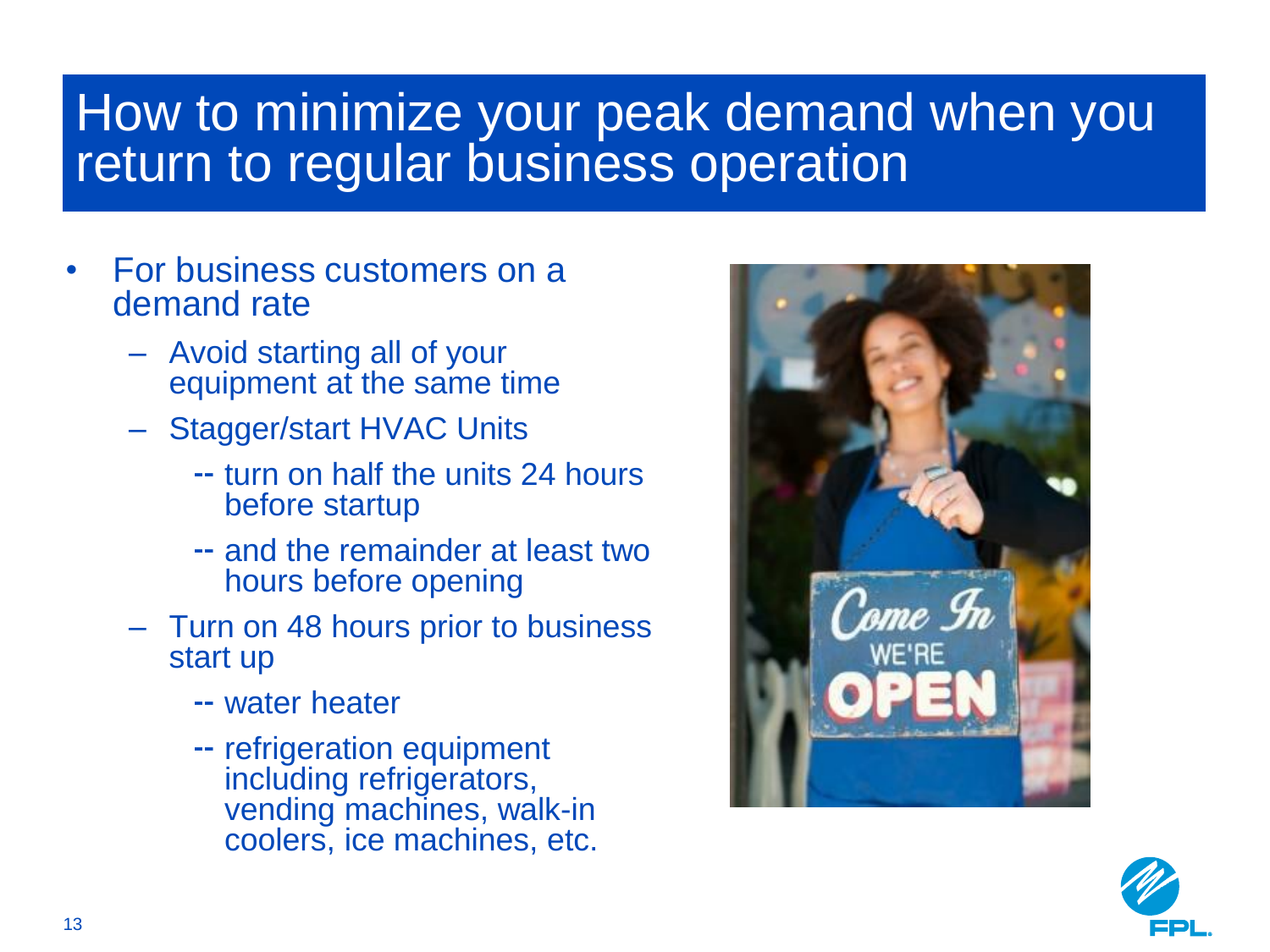# How to minimize your peak demand when you return to regular business operation

- For business customers on a demand rate
  - Avoid starting all of your equipment at the same time
  - Stagger/start HVAC Units
    - -- turn on half the units 24 hours before startup
    - -- and the remainder at least two hours before opening
  - Turn on 48 hours prior to business start up
    - -- water heater
    - -- refrigeration equipment including refrigerators, vending machines, walk-in coolers, ice machines, etc.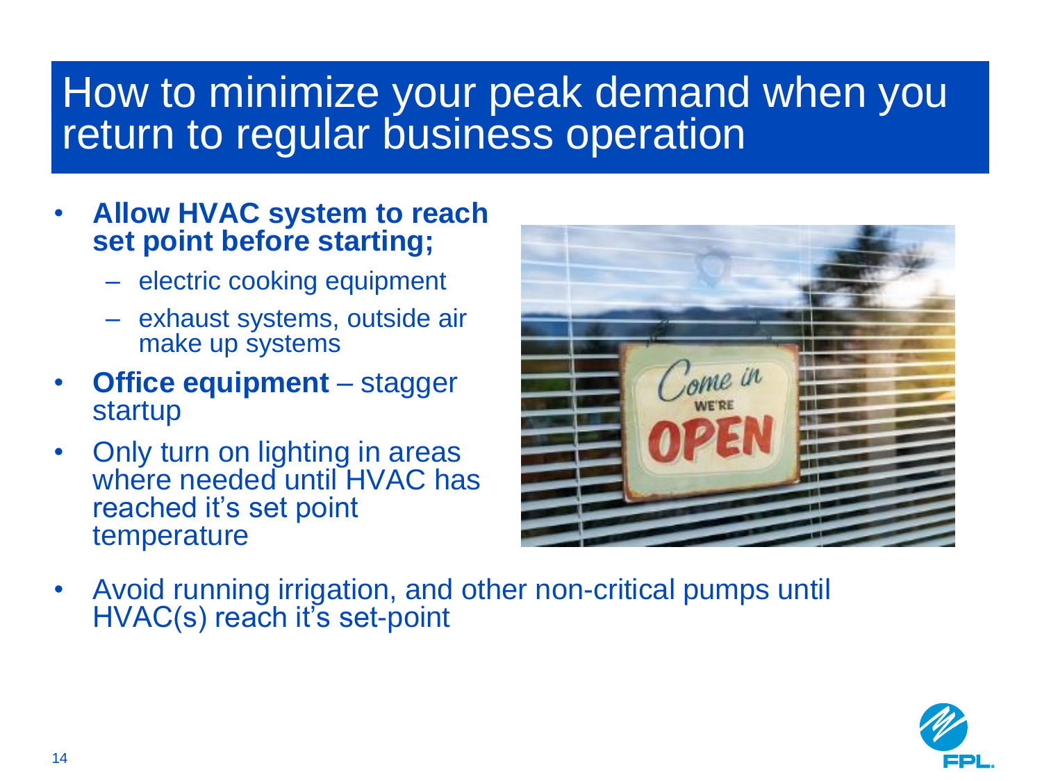# How to minimize your peak demand when you return to regular business operation

- **Allow HVAC system to reach set point before starting;**
  - electric cooking equipment
  - exhaust systems, outside air make up systems
- **Office equipment** – stagger startup
- Only turn on lighting in areas where needed until HVAC has reached it's set point temperature
- Avoid running irrigation, and other non-critical pumps until HVAC(s) reach it's set-point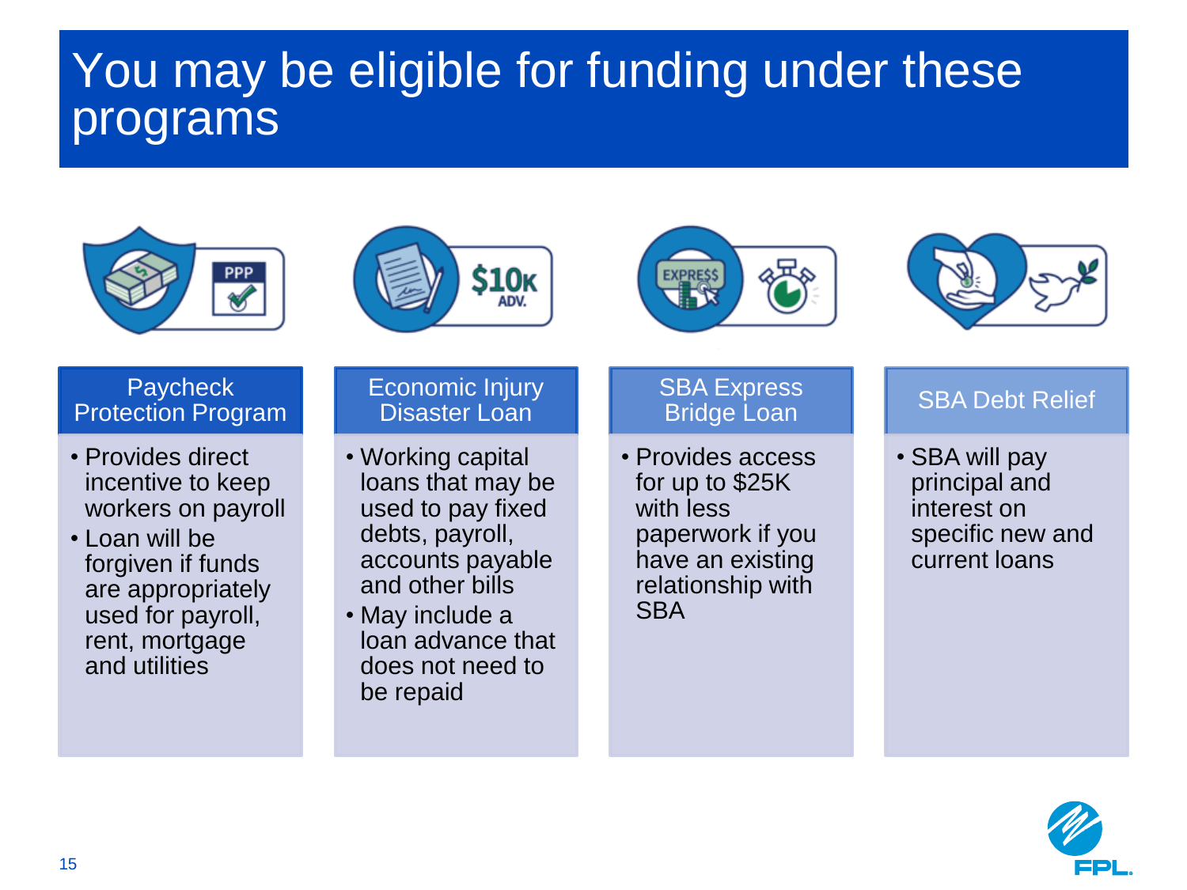# You may be eligible for funding under these programs

## Paycheck Protection Program

- Provides direct incentive to keep workers on payroll
- Loan will be forgiven if funds are appropriately used for payroll, rent, mortgage and utilities

## Economic Injury Disaster Loan

- Working capital loans that may be used to pay fixed debts, payroll, accounts payable and other bills
- May include a loan advance that does not need to be repaid

## SBA Express Bridge Loan

- Provides access for up to $25K with less paperwork if you have an existing relationship with SBA

## SBA Debt Relief

- SBA will pay principal and interest on specific new and current loans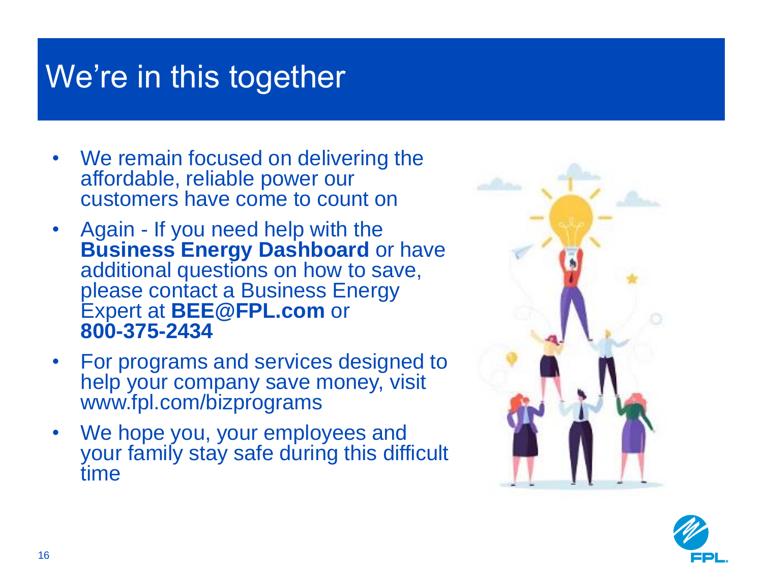# We’re in this together

- We remain focused on delivering the affordable, reliable power our customers have come to count on
- Again - If you need help with the **Business Energy Dashboard** or have additional questions on how to save, please contact a Business Energy Expert at **BEE@FPL.com** or **800-375-2434**
- For programs and services designed to help your company save money, visit www.fpl.com/bizprograms
- We hope you, your employees and your family stay safe during this difficult time